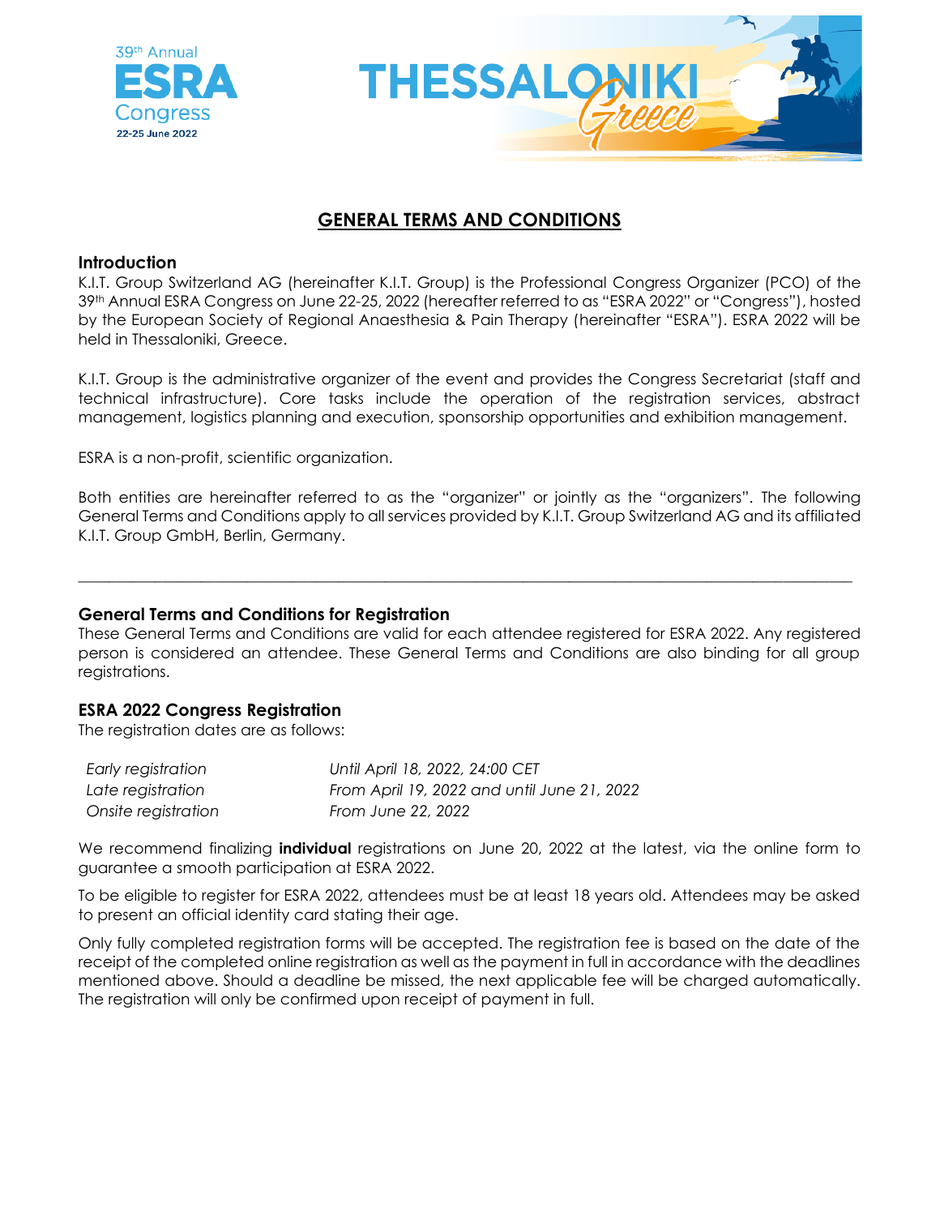39th Annual ESRA Congress 22-25 June 2022

THESSALONIKI Greece

# GENERAL TERMS AND CONDITIONS

## Introduction

K.I.T. Group Switzerland AG (hereinafter K.I.T. Group) is the Professional Congress Organizer (PCO) of the 39th Annual ESRA Congress on June 22-25, 2022 (hereafter referred to as "ESRA 2022" or "Congress"), hosted by the European Society of Regional Anaesthesia & Pain Therapy (hereinafter "ESRA"). ESRA 2022 will be held in Thessaloniki, Greece.

K.I.T. Group is the administrative organizer of the event and provides the Congress Secretariat (staff and technical infrastructure). Core tasks include the operation of the registration services, abstract management, logistics planning and execution, sponsorship opportunities and exhibition management.

ESRA is a non-profit, scientific organization.

Both entities are hereinafter referred to as the "organizer" or jointly as the "organizers". The following General Terms and Conditions apply to all services provided by K.I.T. Group Switzerland AG and its affiliated K.I.T. Group GmbH, Berlin, Germany.

---

## General Terms and Conditions for Registration

These General Terms and Conditions are valid for each attendee registered for ESRA 2022. Any registered person is considered an attendee. These General Terms and Conditions are also binding for all group registrations.

## ESRA 2022 Congress Registration

The registration dates are as follows:

| | |
|---|---|
| *Early registration* | *Until April 18, 2022, 24:00 CET* |
| *Late registration* | *From April 19, 2022 and until June 21, 2022* |
| *Onsite registration* | *From June 22, 2022* |

We recommend finalizing **individual** registrations on June 20, 2022 at the latest, via the online form to guarantee a smooth participation at ESRA 2022.

To be eligible to register for ESRA 2022, attendees must be at least 18 years old. Attendees may be asked to present an official identity card stating their age.

Only fully completed registration forms will be accepted. The registration fee is based on the date of the receipt of the completed online registration as well as the payment in full in accordance with the deadlines mentioned above. Should a deadline be missed, the next applicable fee will be charged automatically. The registration will only be confirmed upon receipt of payment in full.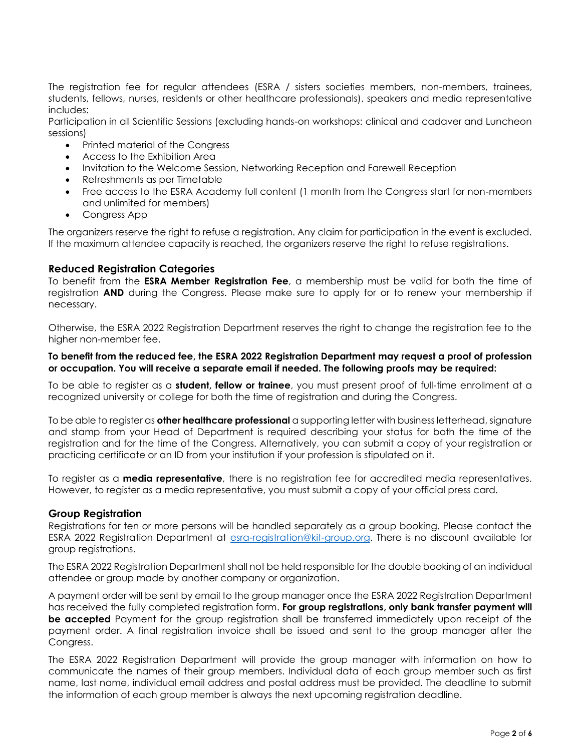The registration fee for regular attendees (ESRA / sisters societies members, non-members, trainees, students, fellows, nurses, residents or other healthcare professionals), speakers and media representative includes:

Participation in all Scientific Sessions (excluding hands-on workshops: clinical and cadaver and Luncheon sessions)

- Printed material of the Congress
- Access to the Exhibition Area
- Invitation to the Welcome Session, Networking Reception and Farewell Reception
- Refreshments as per Timetable
- Free access to the ESRA Academy full content (1 month from the Congress start for non-members and unlimited for members)
- Congress App

The organizers reserve the right to refuse a registration. Any claim for participation in the event is excluded. If the maximum attendee capacity is reached, the organizers reserve the right to refuse registrations.

## Reduced Registration Categories

To benefit from the **ESRA Member Registration Fee**, a membership must be valid for both the time of registration **AND** during the Congress. Please make sure to apply for or to renew your membership if necessary.

Otherwise, the ESRA 2022 Registration Department reserves the right to change the registration fee to the higher non-member fee.

**To benefit from the reduced fee, the ESRA 2022 Registration Department may request a proof of profession or occupation. You will receive a separate email if needed. The following proofs may be required:**

To be able to register as a **student, fellow or trainee**, you must present proof of full-time enrollment at a recognized university or college for both the time of registration and during the Congress.

To be able to register as **other healthcare professional** a supporting letter with business letterhead, signature and stamp from your Head of Department is required describing your status for both the time of the registration and for the time of the Congress. Alternatively, you can submit a copy of your registration or practicing certificate or an ID from your institution if your profession is stipulated on it.

To register as a **media representative**, there is no registration fee for accredited media representatives. However, to register as a media representative, you must submit a copy of your official press card.

## Group Registration

Registrations for ten or more persons will be handled separately as a group booking. Please contact the ESRA 2022 Registration Department at esra-registration@kit-group.org. There is no discount available for group registrations.

The ESRA 2022 Registration Department shall not be held responsible for the double booking of an individual attendee or group made by another company or organization.

A payment order will be sent by email to the group manager once the ESRA 2022 Registration Department has received the fully completed registration form. **For group registrations, only bank transfer payment will be accepted** Payment for the group registration shall be transferred immediately upon receipt of the payment order. A final registration invoice shall be issued and sent to the group manager after the Congress.

The ESRA 2022 Registration Department will provide the group manager with information on how to communicate the names of their group members. Individual data of each group member such as first name, last name, individual email address and postal address must be provided. The deadline to submit the information of each group member is always the next upcoming registration deadline.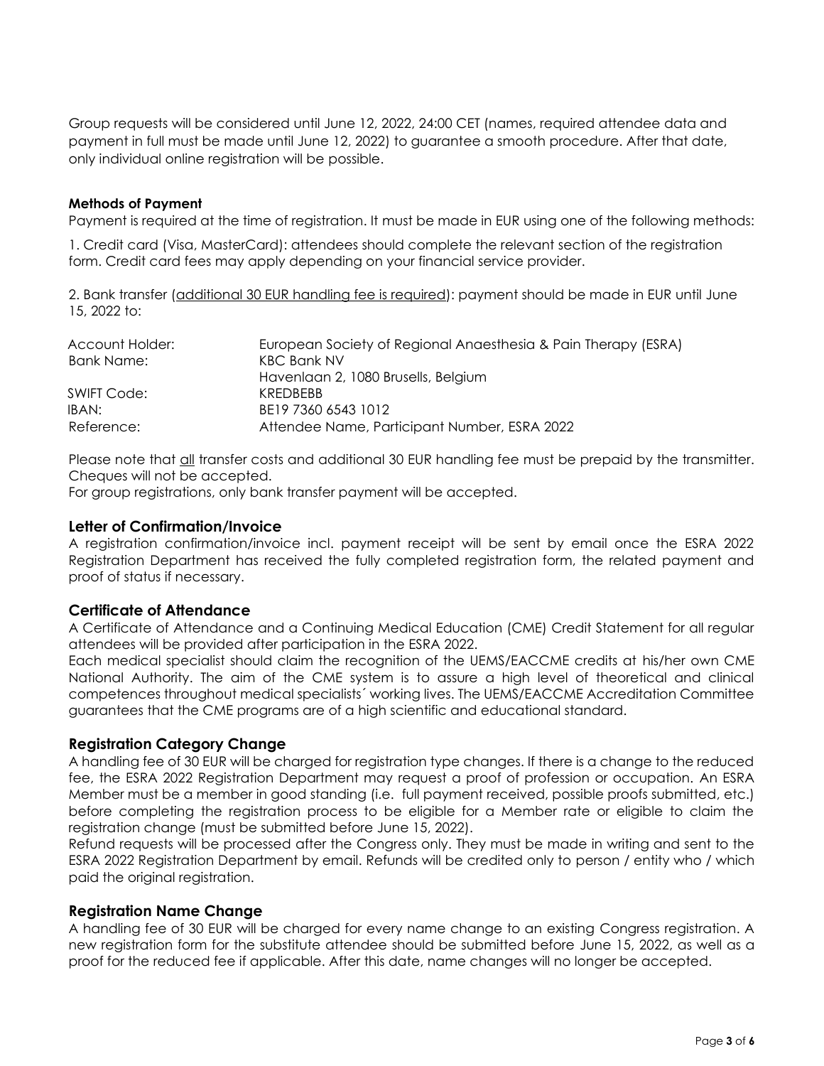Group requests will be considered until June 12, 2022, 24:00 CET (names, required attendee data and payment in full must be made until June 12, 2022) to guarantee a smooth procedure. After that date, only individual online registration will be possible.

**Methods of Payment**

Payment is required at the time of registration. It must be made in EUR using one of the following methods:

1. Credit card (Visa, MasterCard): attendees should complete the relevant section of the registration form. Credit card fees may apply depending on your financial service provider.

2. Bank transfer (additional 30 EUR handling fee is required): payment should be made in EUR until June 15, 2022 to:

| | |
|---|---|
| Account Holder: | European Society of Regional Anaesthesia & Pain Therapy (ESRA) |
| Bank Name: | KBC Bank NV<br>Havenlaan 2, 1080 Brusells, Belgium |
| SWIFT Code: | KREDBEBB |
| IBAN: | BE19 7360 6543 1012 |
| Reference: | Attendee Name, Participant Number, ESRA 2022 |

Please note that all transfer costs and additional 30 EUR handling fee must be prepaid by the transmitter. Cheques will not be accepted.
For group registrations, only bank transfer payment will be accepted.

## Letter of Confirmation/Invoice

A registration confirmation/invoice incl. payment receipt will be sent by email once the ESRA 2022 Registration Department has received the fully completed registration form, the related payment and proof of status if necessary.

## Certificate of Attendance

A Certificate of Attendance and a Continuing Medical Education (CME) Credit Statement for all regular attendees will be provided after participation in the ESRA 2022.
Each medical specialist should claim the recognition of the UEMS/EACCME credits at his/her own CME National Authority. The aim of the CME system is to assure a high level of theoretical and clinical competences throughout medical specialists´ working lives. The UEMS/EACCME Accreditation Committee guarantees that the CME programs are of a high scientific and educational standard.

## Registration Category Change

A handling fee of 30 EUR will be charged for registration type changes. If there is a change to the reduced fee, the ESRA 2022 Registration Department may request a proof of profession or occupation. An ESRA Member must be a member in good standing (i.e. full payment received, possible proofs submitted, etc.) before completing the registration process to be eligible for a Member rate or eligible to claim the registration change (must be submitted before June 15, 2022).
Refund requests will be processed after the Congress only. They must be made in writing and sent to the ESRA 2022 Registration Department by email. Refunds will be credited only to person / entity who / which paid the original registration.

## Registration Name Change

A handling fee of 30 EUR will be charged for every name change to an existing Congress registration. A new registration form for the substitute attendee should be submitted before June 15, 2022, as well as a proof for the reduced fee if applicable. After this date, name changes will no longer be accepted.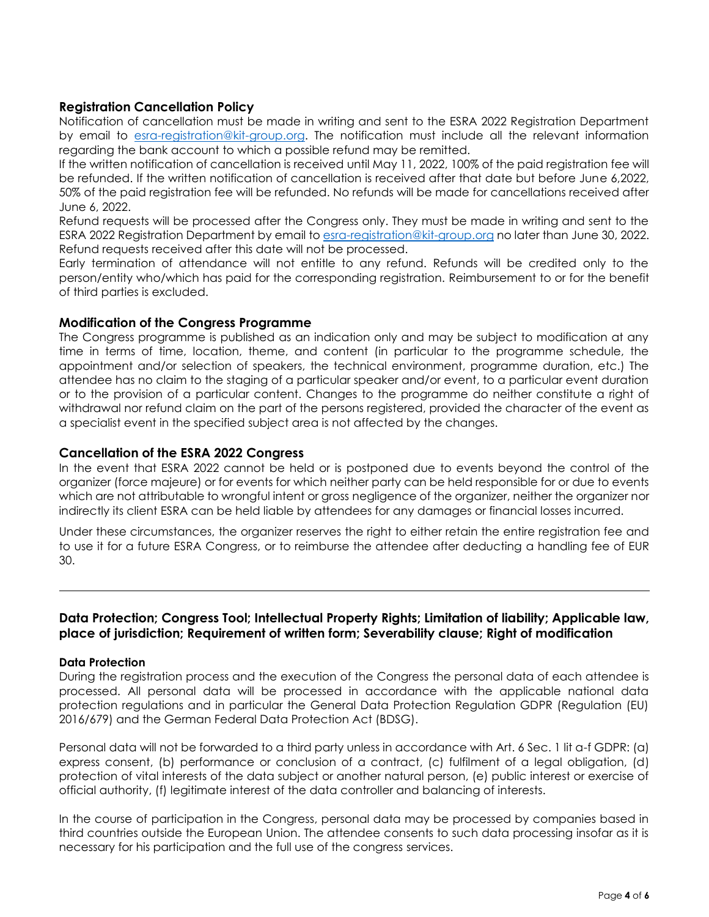### Registration Cancellation Policy

Notification of cancellation must be made in writing and sent to the ESRA 2022 Registration Department by email to esra-registration@kit-group.org. The notification must include all the relevant information regarding the bank account to which a possible refund may be remitted.

If the written notification of cancellation is received until May 11, 2022, 100% of the paid registration fee will be refunded. If the written notification of cancellation is received after that date but before June 6,2022, 50% of the paid registration fee will be refunded. No refunds will be made for cancellations received after June 6, 2022.

Refund requests will be processed after the Congress only. They must be made in writing and sent to the ESRA 2022 Registration Department by email to esra-registration@kit-group.org no later than June 30, 2022. Refund requests received after this date will not be processed.

Early termination of attendance will not entitle to any refund. Refunds will be credited only to the person/entity who/which has paid for the corresponding registration. Reimbursement to or for the benefit of third parties is excluded.

### Modification of the Congress Programme

The Congress programme is published as an indication only and may be subject to modification at any time in terms of time, location, theme, and content (in particular to the programme schedule, the appointment and/or selection of speakers, the technical environment, programme duration, etc.) The attendee has no claim to the staging of a particular speaker and/or event, to a particular event duration or to the provision of a particular content. Changes to the programme do neither constitute a right of withdrawal nor refund claim on the part of the persons registered, provided the character of the event as a specialist event in the specified subject area is not affected by the changes.

### Cancellation of the ESRA 2022 Congress

In the event that ESRA 2022 cannot be held or is postponed due to events beyond the control of the organizer (force majeure) or for events for which neither party can be held responsible for or due to events which are not attributable to wrongful intent or gross negligence of the organizer, neither the organizer nor indirectly its client ESRA can be held liable by attendees for any damages or financial losses incurred.

Under these circumstances, the organizer reserves the right to either retain the entire registration fee and to use it for a future ESRA Congress, or to reimburse the attendee after deducting a handling fee of EUR 30.

---

## Data Protection; Congress Tool; Intellectual Property Rights; Limitation of liability; Applicable law, place of jurisdiction; Requirement of written form; Severability clause; Right of modification

#### Data Protection

During the registration process and the execution of the Congress the personal data of each attendee is processed. All personal data will be processed in accordance with the applicable national data protection regulations and in particular the General Data Protection Regulation GDPR (Regulation (EU) 2016/679) and the German Federal Data Protection Act (BDSG).

Personal data will not be forwarded to a third party unless in accordance with Art. 6 Sec. 1 lit a-f GDPR: (a) express consent, (b) performance or conclusion of a contract, (c) fulfilment of a legal obligation, (d) protection of vital interests of the data subject or another natural person, (e) public interest or exercise of official authority, (f) legitimate interest of the data controller and balancing of interests.

In the course of participation in the Congress, personal data may be processed by companies based in third countries outside the European Union. The attendee consents to such data processing insofar as it is necessary for his participation and the full use of the congress services.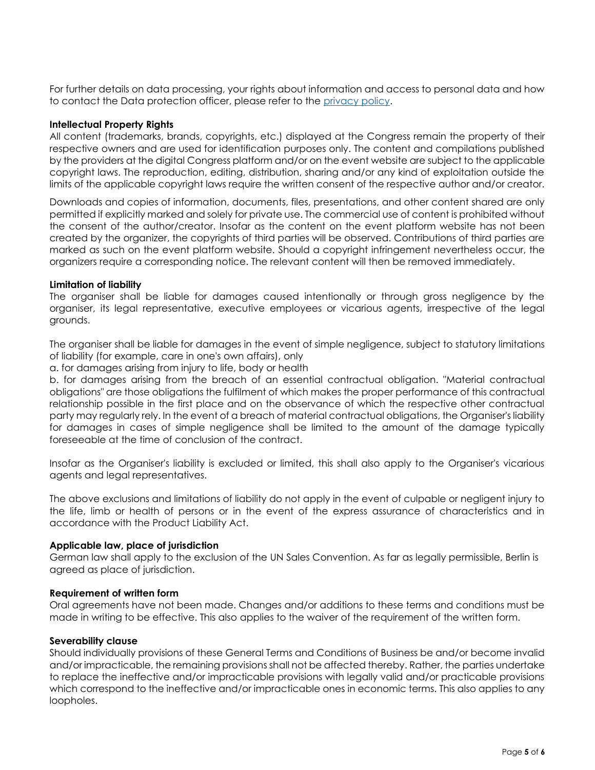For further details on data processing, your rights about information and access to personal data and how to contact the Data protection officer, please refer to the [privacy policy](privacy policy).

**Intellectual Property Rights**

All content (trademarks, brands, copyrights, etc.) displayed at the Congress remain the property of their respective owners and are used for identification purposes only. The content and compilations published by the providers at the digital Congress platform and/or on the event website are subject to the applicable copyright laws. The reproduction, editing, distribution, sharing and/or any kind of exploitation outside the limits of the applicable copyright laws require the written consent of the respective author and/or creator.

Downloads and copies of information, documents, files, presentations, and other content shared are only permitted if explicitly marked and solely for private use. The commercial use of content is prohibited without the consent of the author/creator. Insofar as the content on the event platform website has not been created by the organizer, the copyrights of third parties will be observed. Contributions of third parties are marked as such on the event platform website. Should a copyright infringement nevertheless occur, the organizers require a corresponding notice. The relevant content will then be removed immediately.

**Limitation of liability**

The organiser shall be liable for damages caused intentionally or through gross negligence by the organiser, its legal representative, executive employees or vicarious agents, irrespective of the legal grounds.

The organiser shall be liable for damages in the event of simple negligence, subject to statutory limitations of liability (for example, care in one's own affairs), only

a. for damages arising from injury to life, body or health

b. for damages arising from the breach of an essential contractual obligation. "Material contractual obligations" are those obligations the fulfilment of which makes the proper performance of this contractual relationship possible in the first place and on the observance of which the respective other contractual party may regularly rely. In the event of a breach of material contractual obligations, the Organiser's liability for damages in cases of simple negligence shall be limited to the amount of the damage typically foreseeable at the time of conclusion of the contract.

Insofar as the Organiser's liability is excluded or limited, this shall also apply to the Organiser's vicarious agents and legal representatives.

The above exclusions and limitations of liability do not apply in the event of culpable or negligent injury to the life, limb or health of persons or in the event of the express assurance of characteristics and in accordance with the Product Liability Act.

**Applicable law, place of jurisdiction**

German law shall apply to the exclusion of the UN Sales Convention. As far as legally permissible, Berlin is agreed as place of jurisdiction.

**Requirement of written form**

Oral agreements have not been made. Changes and/or additions to these terms and conditions must be made in writing to be effective. This also applies to the waiver of the requirement of the written form.

**Severability clause**

Should individually provisions of these General Terms and Conditions of Business be and/or become invalid and/or impracticable, the remaining provisions shall not be affected thereby. Rather, the parties undertake to replace the ineffective and/or impracticable provisions with legally valid and/or practicable provisions which correspond to the ineffective and/or impracticable ones in economic terms. This also applies to any loopholes.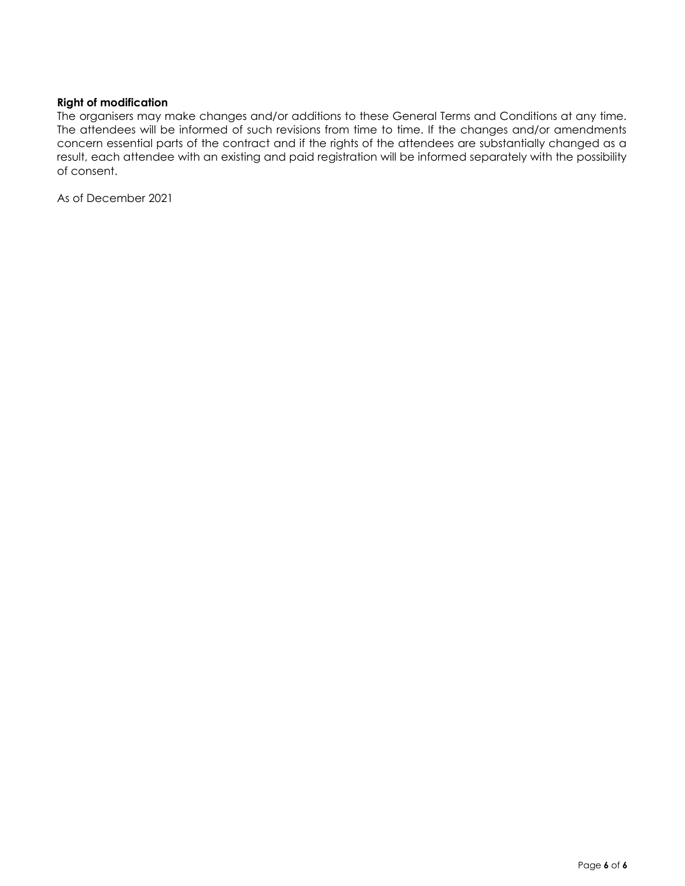**Right of modification**

The organisers may make changes and/or additions to these General Terms and Conditions at any time. The attendees will be informed of such revisions from time to time. If the changes and/or amendments concern essential parts of the contract and if the rights of the attendees are substantially changed as a result, each attendee with an existing and paid registration will be informed separately with the possibility of consent.

As of December 2021